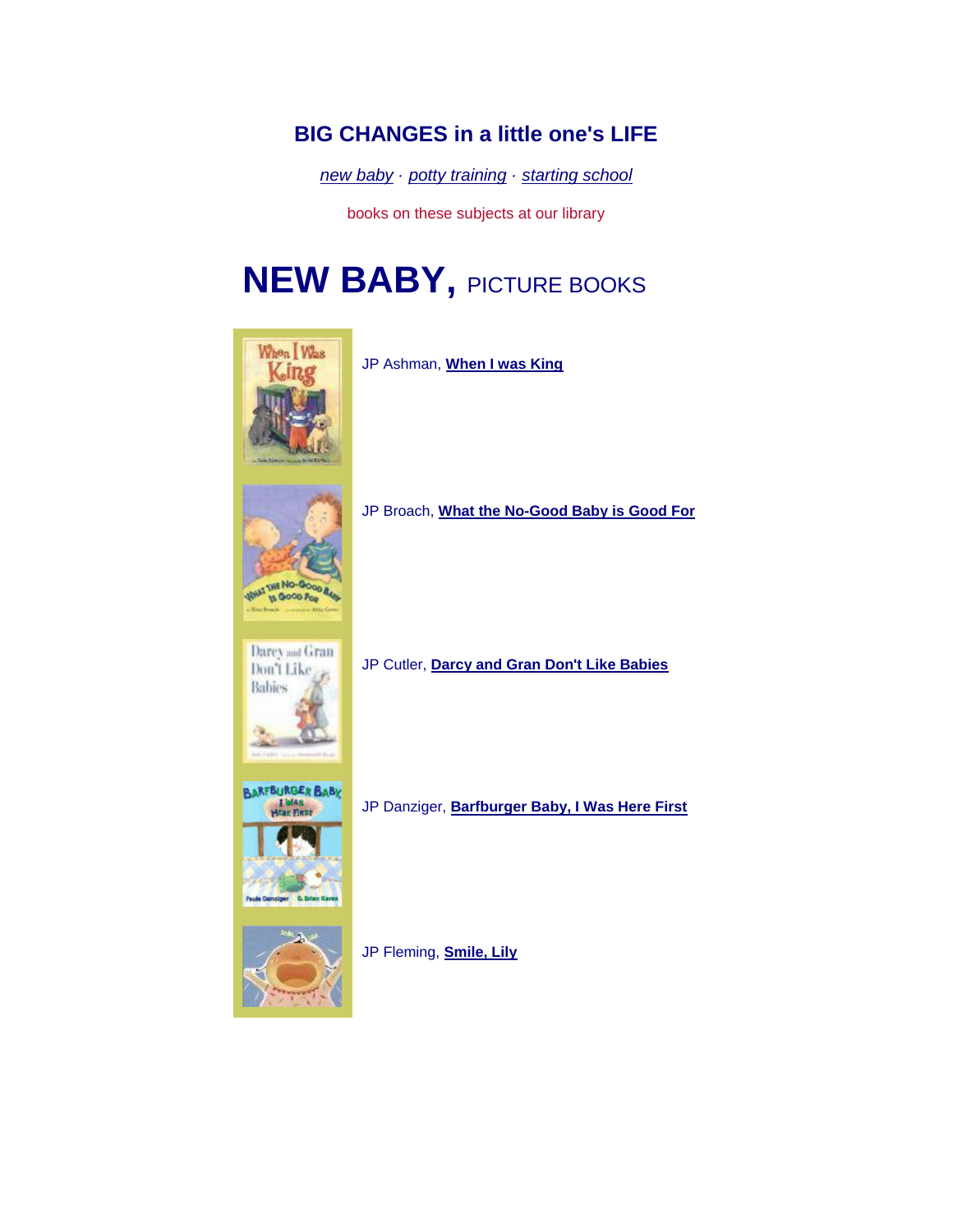## BIG CHANGES in a little one's LIFE

*new baby* · *potty training* · *starting school*

books on these subjects at our library

# NEW BABY, PICTURE BOOKS

JP Ashman, **When I was King**

JP Broach, **What the No-Good Baby is Good For**

JP Cutler, **Darcy and Gran Don't Like Babies**

JP Danziger, **Barfburger Baby, I Was Here First**

JP Fleming, **Smile, Lily**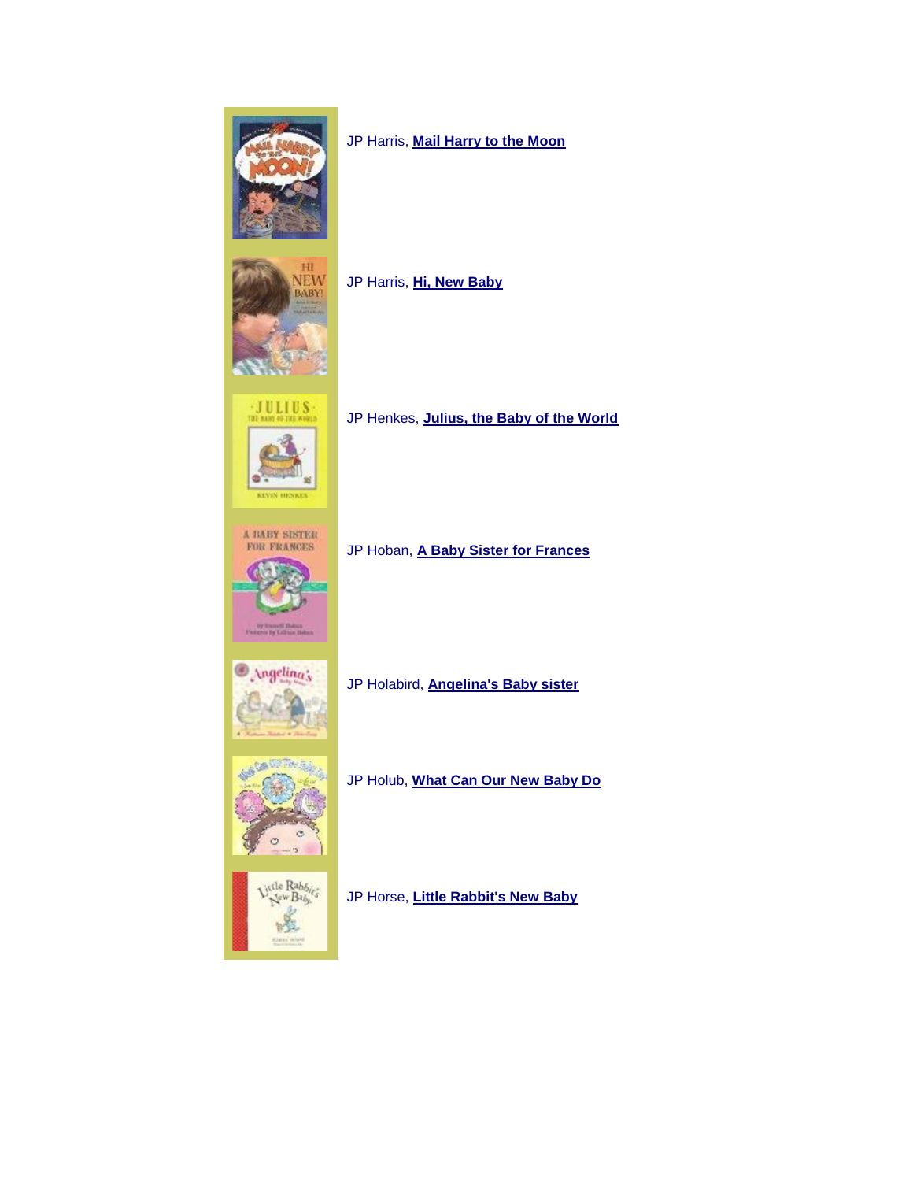JP Harris, **Mail Harry to the Moon**

JP Harris, **Hi, New Baby**

JP Henkes, **Julius, the Baby of the World**

JP Hoban, **A Baby Sister for Frances**

JP Holabird, **Angelina's Baby sister**

JP Holub, **What Can Our New Baby Do**

JP Horse, **Little Rabbit's New Baby**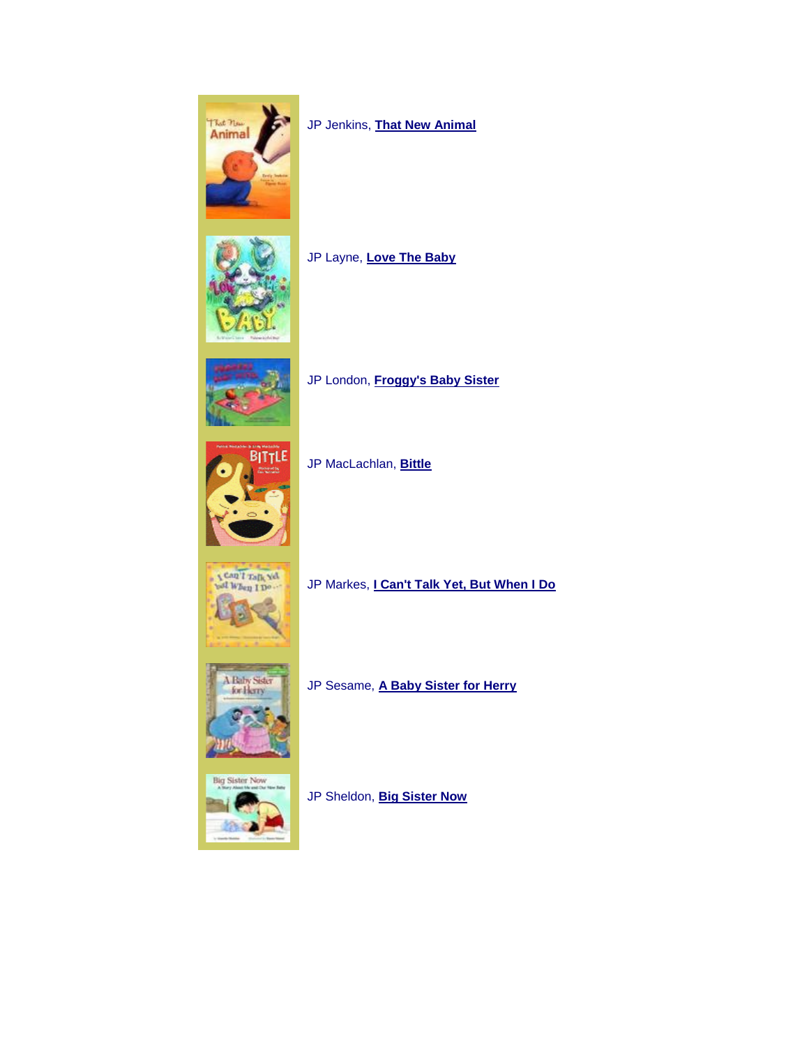JP Jenkins, **That New Animal**

JP Layne, **Love The Baby**

JP London, **Froggy's Baby Sister**

JP MacLachlan, **Bittle**

JP Markes, **I Can't Talk Yet, But When I Do**

JP Sesame, **A Baby Sister for Herry**

JP Sheldon, **Big Sister Now**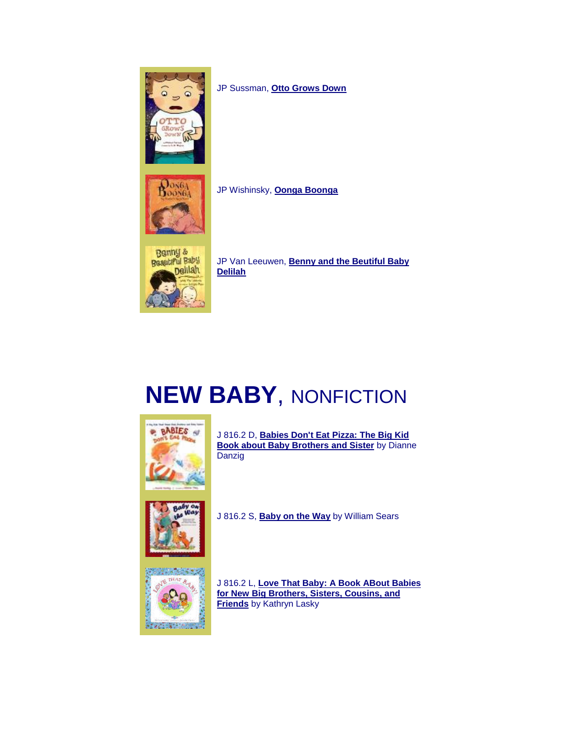JP Sussman, **Otto Grows Down**

JP Wishinsky, **Oonga Boonga**

JP Van Leeuwen, **Benny and the Beutiful Baby Delilah**

# **NEW BABY**, NONFICTION

J 816.2 D, **Babies Don't Eat Pizza: The Big Kid Book about Baby Brothers and Sister** by Dianne Danzig

J 816.2 S, **Baby on the Way** by William Sears

J 816.2 L, **Love That Baby: A Book ABout Babies for New Big Brothers, Sisters, Cousins, and Friends** by Kathryn Lasky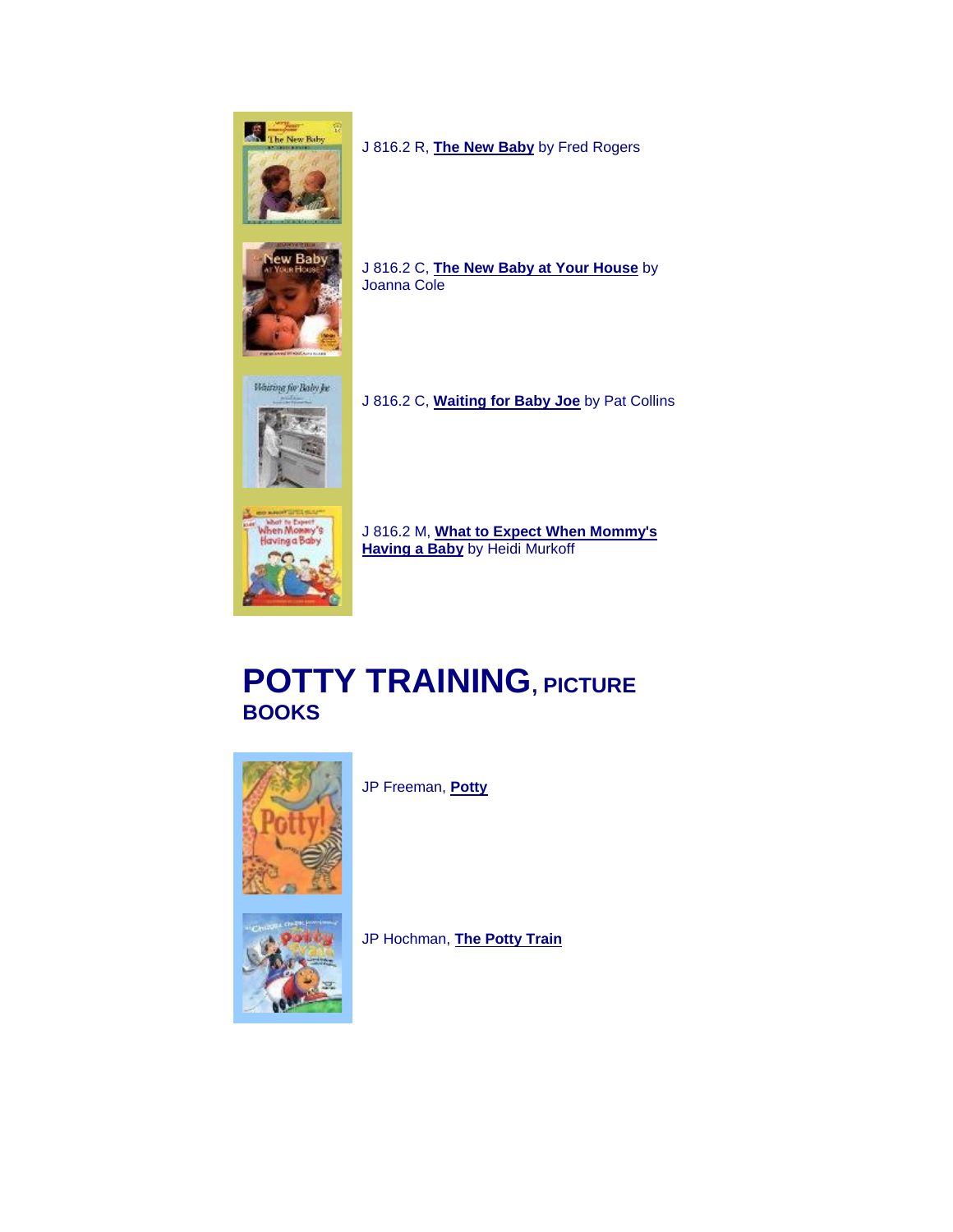J 816.2 R, **The New Baby** by Fred Rogers

J 816.2 C, **The New Baby at Your House** by Joanna Cole

J 816.2 C, **Waiting for Baby Joe** by Pat Collins

J 816.2 M, **What to Expect When Mommy's Having a Baby** by Heidi Murkoff

## POTTY TRAINING, PICTURE BOOKS

JP Freeman, **Potty**

JP Hochman, **The Potty Train**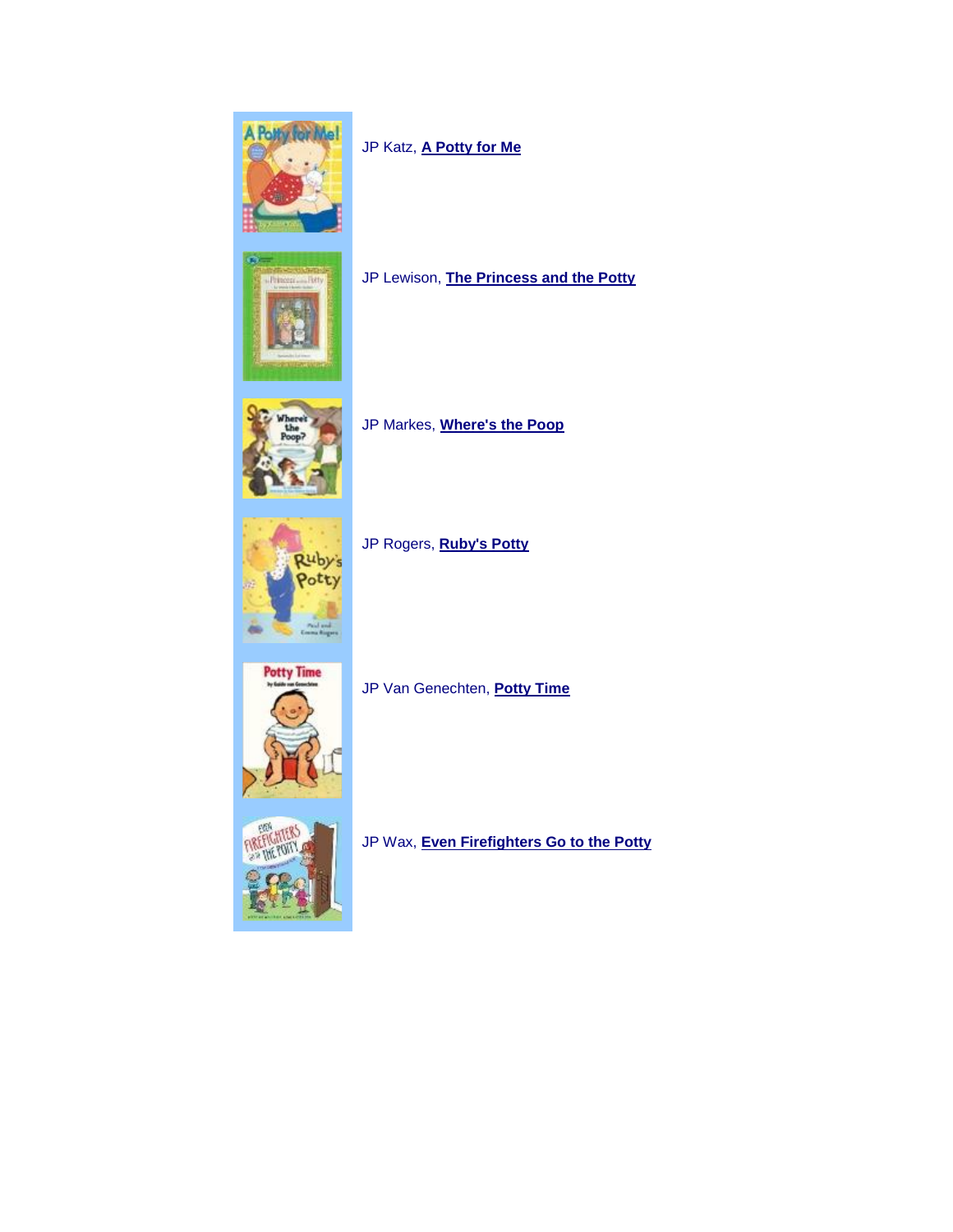JP Katz, **A Potty for Me**

JP Lewison, **The Princess and the Potty**

JP Markes, **Where's the Poop**

JP Rogers, **Ruby's Potty**

JP Van Genechten, **Potty Time**

JP Wax, **Even Firefighters Go to the Potty**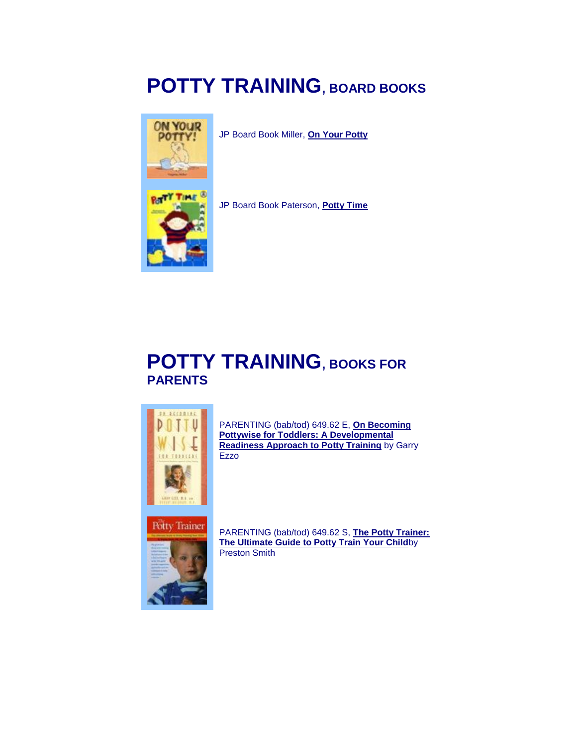# POTTY TRAINING, BOARD BOOKS

JP Board Book Miller, **On Your Potty**

JP Board Book Paterson, **Potty Time**

# POTTY TRAINING, BOOKS FOR PARENTS

PARENTING (bab/tod) 649.62 E, **On Becoming Pottywise for Toddlers: A Developmental Readiness Approach to Potty Training** by Garry Ezzo

PARENTING (bab/tod) 649.62 S, **The Potty Trainer: The Ultimate Guide to Potty Train Your Child**by Preston Smith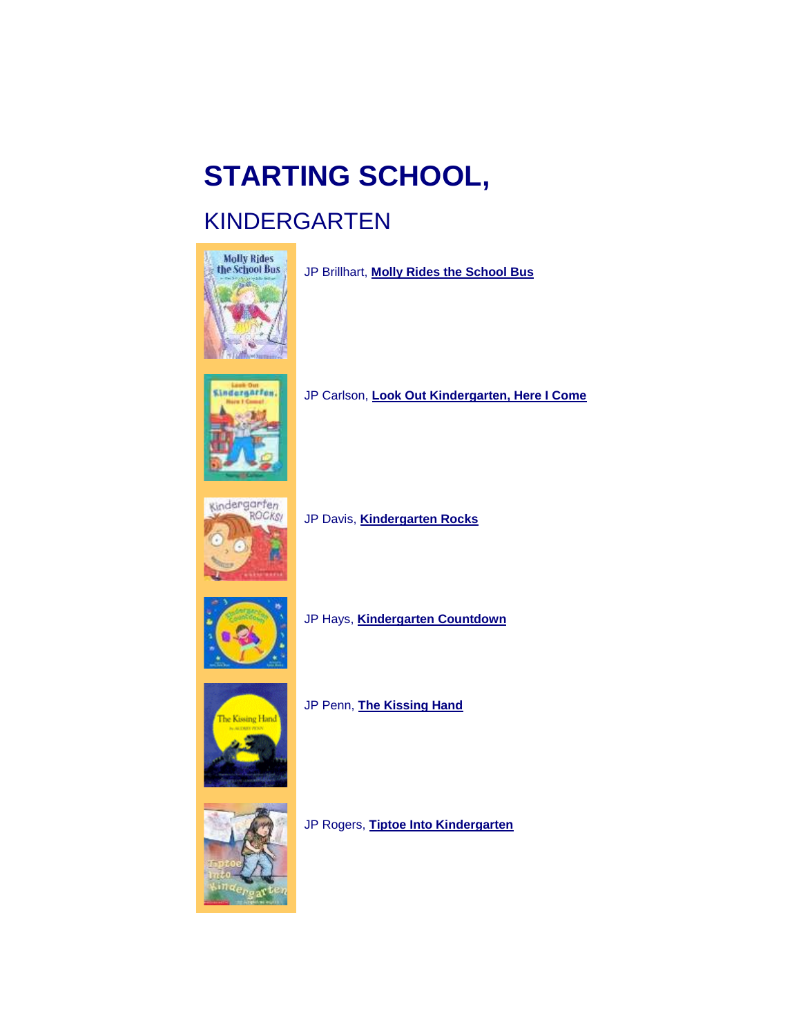# STARTING SCHOOL,

## KINDERGARTEN

JP Brillhart, **Molly Rides the School Bus**

JP Carlson, **Look Out Kindergarten, Here I Come**

JP Davis, **Kindergarten Rocks**

JP Hays, **Kindergarten Countdown**

JP Penn, **The Kissing Hand**

JP Rogers, **Tiptoe Into Kindergarten**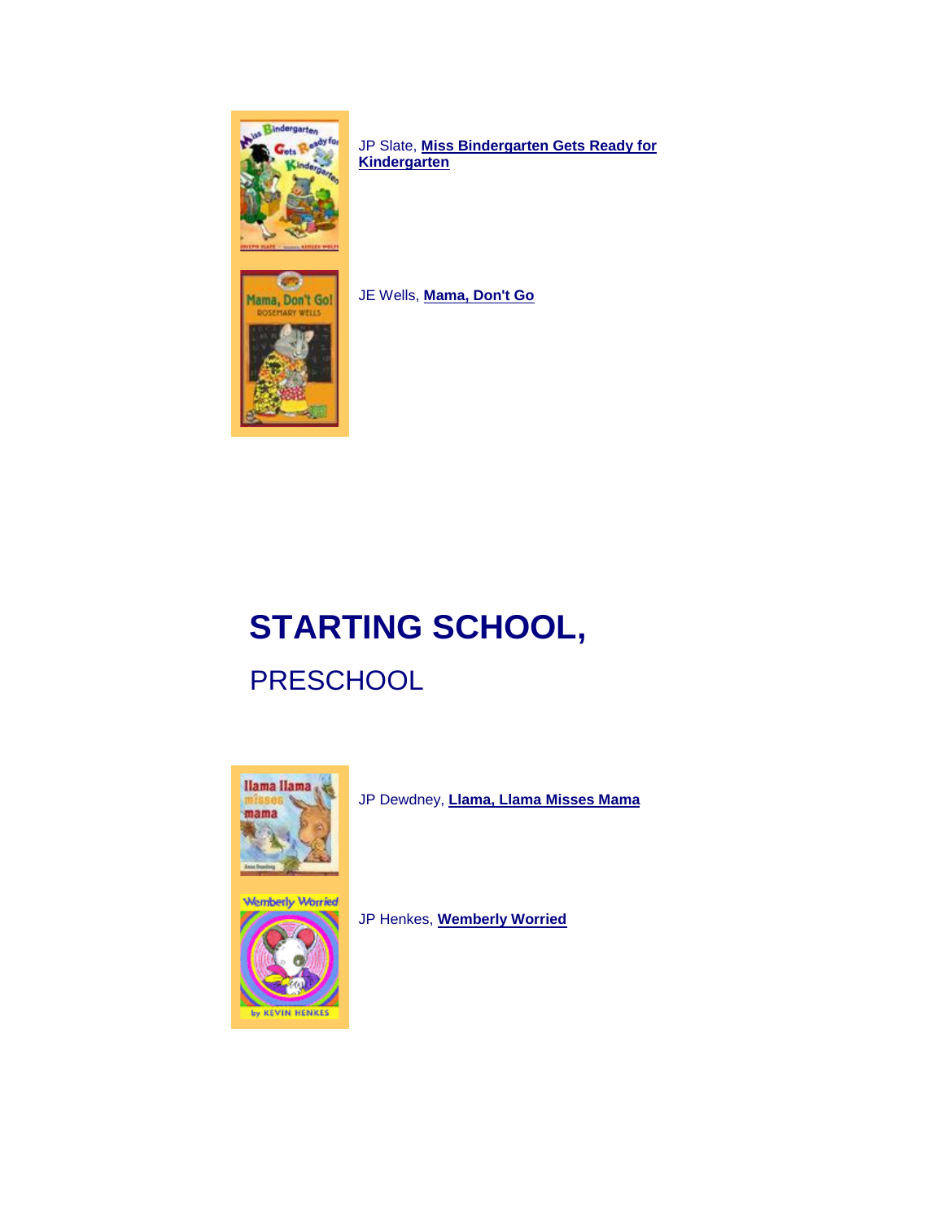JP Slate, **Miss Bindergarten Gets Ready for Kindergarten**

JE Wells, **Mama, Don't Go**

# STARTING SCHOOL,

## PRESCHOOL

JP Dewdney, **Llama, Llama Misses Mama**

JP Henkes, **Wemberly Worried**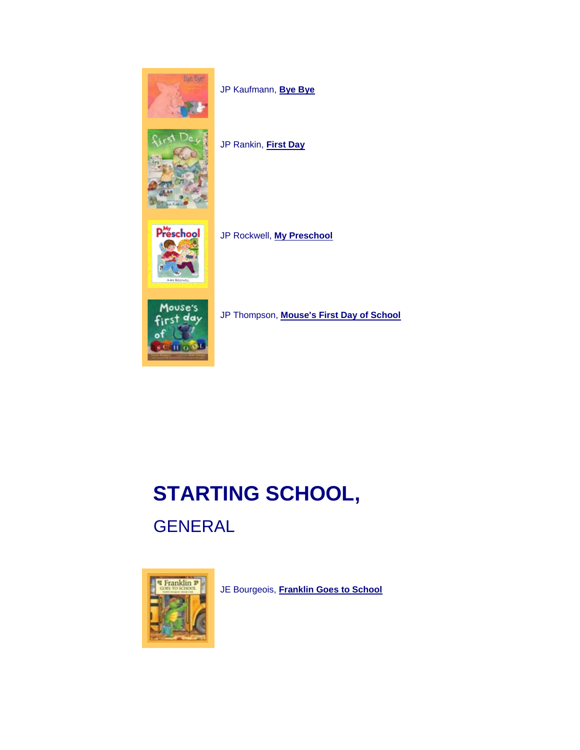JP Kaufmann, **Bye Bye**

JP Rankin, **First Day**

JP Rockwell, **My Preschool**

JP Thompson, **Mouse's First Day of School**

# STARTING SCHOOL,

## GENERAL

JE Bourgeois, **Franklin Goes to School**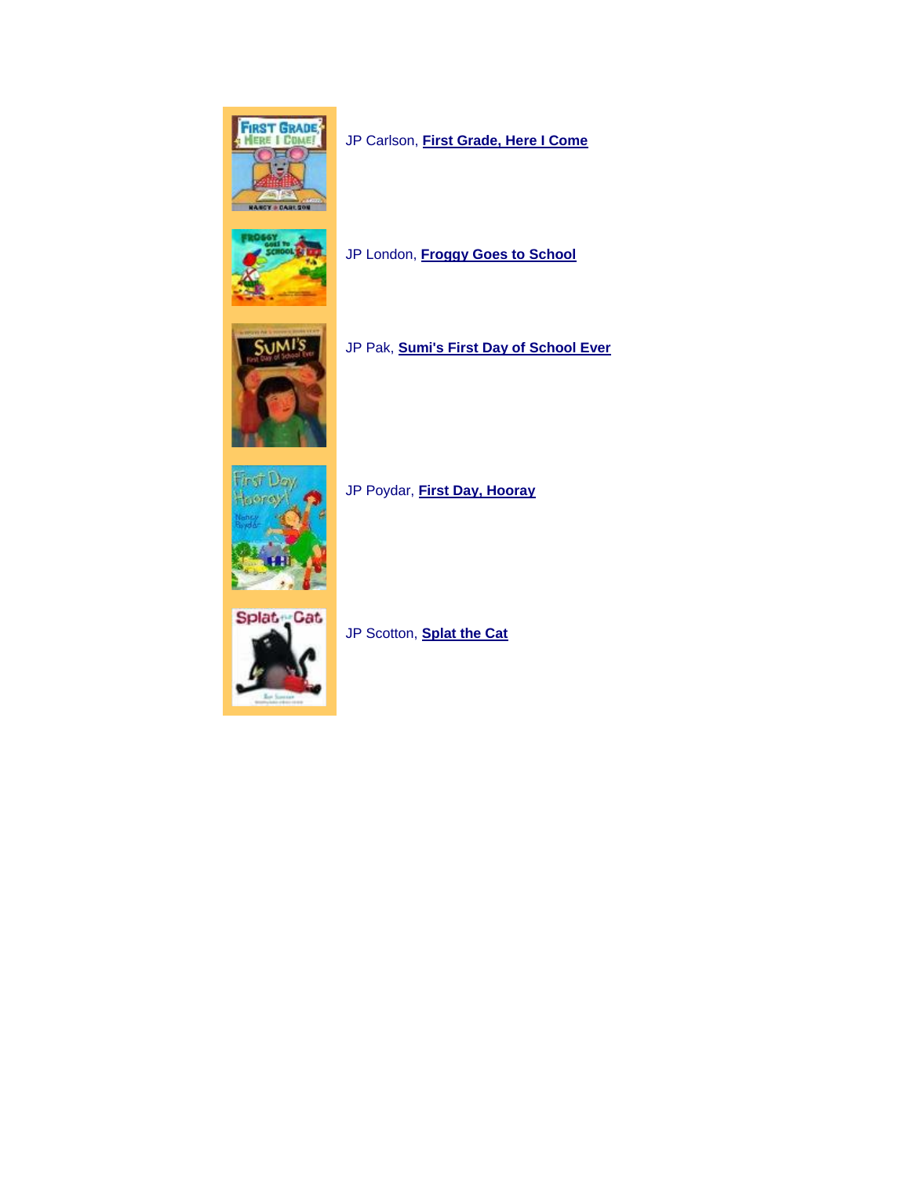JP Carlson, **First Grade, Here I Come**

JP London, **Froggy Goes to School**

JP Pak, **Sumi's First Day of School Ever**

JP Poydar, **First Day, Hooray**

JP Scotton, **Splat the Cat**